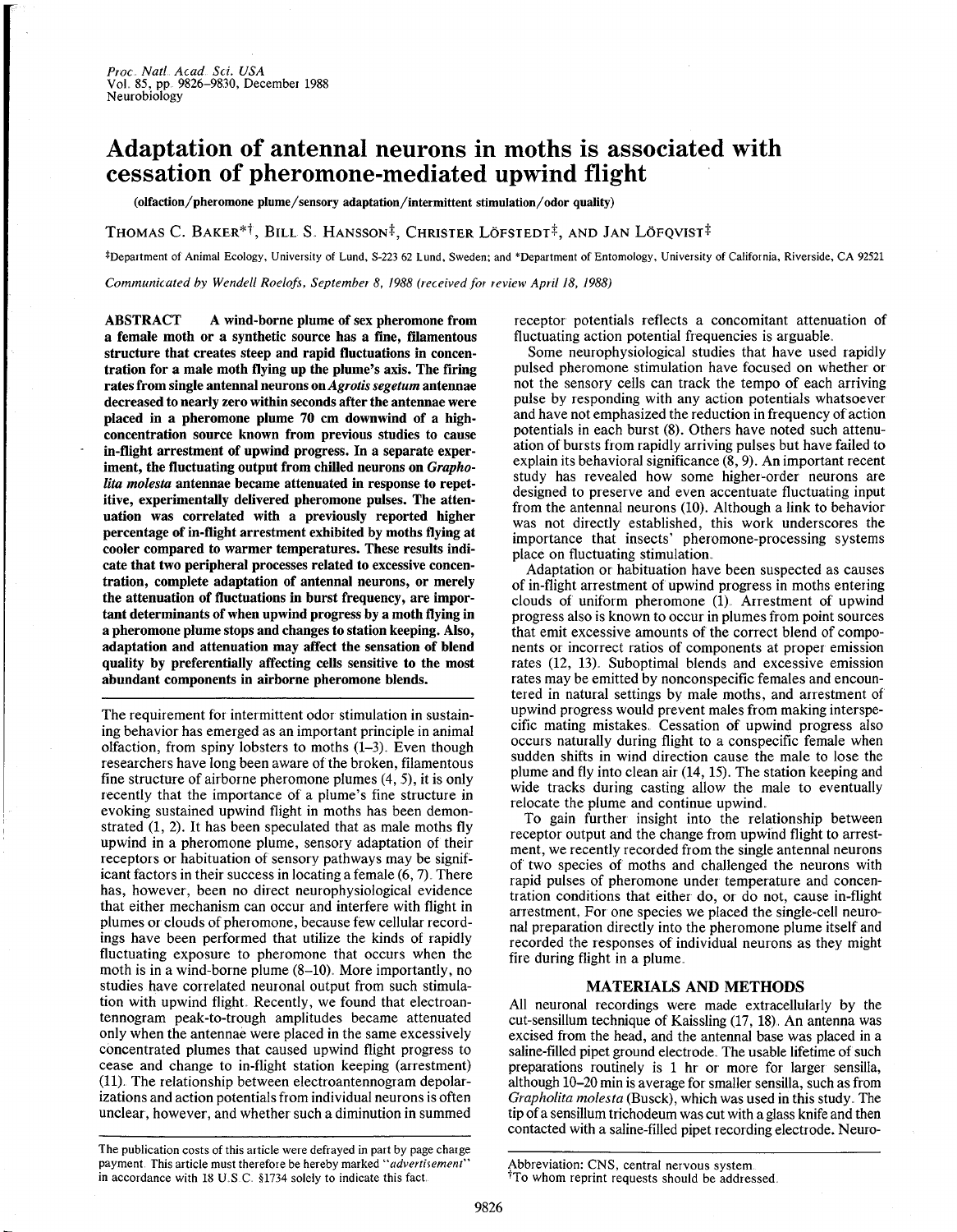# Adaptation of antennal neurons in moths is associated with cessation of pheromone-mediated upwind flight

(olfaction/pheromone plume/sensory adaptation/intermittent stimulation/odor quality)

THOMAS C. BAKER*†, BILL S. HANSSON‡, CHRISTER LÖFSTEDT‡, AND JAN LÖFQVIST‡

‡Department of Animal Ecology, University of Lund, S-223 62 Lund, Sweden; and *Department of Entomology, University of California, Riverside, CA 92521

*Communicated by Wendell Roelofs, September 8, 1988 (received for review April 18, 1988)*

**ABSTRACT** **A wind-borne plume of sex pheromone from a female moth or a synthetic source has a fine, filamentous structure that creates steep and rapid fluctuations in concentration for a male moth flying up the plume's axis. The firing rates from single antennal neurons on *Agrotis segetum* antennae decreased to nearly zero within seconds after the antennae were placed in a pheromone plume 70 cm downwind of a high-concentration source known from previous studies to cause in-flight arrestment of upwind progress. In a separate experiment, the fluctuating output from chilled neurons on *Grapholita molesta* antennae became attenuated in response to repetitive, experimentally delivered pheromone pulses. The attenuation was correlated with a previously reported higher percentage of in-flight arrestment exhibited by moths flying at cooler compared to warmer temperatures. These results indicate that two peripheral processes related to excessive concentration, complete adaptation of antennal neurons, or merely the attenuation of fluctuations in burst frequency, are important determinants of when upwind progress by a moth flying in a pheromone plume stops and changes to station keeping. Also, adaptation and attenuation may affect the sensation of blend quality by preferentially affecting cells sensitive to the most abundant components in airborne pheromone blends.**

The requirement for intermittent odor stimulation in sustaining behavior has emerged as an important principle in animal olfaction, from spiny lobsters to moths (1–3). Even though researchers have long been aware of the broken, filamentous fine structure of airborne pheromone plumes (4, 5), it is only recently that the importance of a plume's fine structure in evoking sustained upwind flight in moths has been demonstrated (1, 2). It has been speculated that as male moths fly upwind in a pheromone plume, sensory adaptation of their receptors or habituation of sensory pathways may be significant factors in their success in locating a female (6, 7). There has, however, been no direct neurophysiological evidence that either mechanism can occur and interfere with flight in plumes or clouds of pheromone, because few cellular recordings have been performed that utilize the kinds of rapidly fluctuating exposure to pheromone that occurs when the moth is in a wind-borne plume (8–10). More importantly, no studies have correlated neuronal output from such stimulation with upwind flight. Recently, we found that electroantennogram peak-to-trough amplitudes became attenuated only when the antennae were placed in the same excessively concentrated plumes that caused upwind flight progress to cease and change to in-flight station keeping (arrestment) (11). The relationship between electroantennogram depolarizations and action potentials from individual neurons is often unclear, however, and whether such a diminution in summed receptor potentials reflects a concomitant attenuation of fluctuating action potential frequencies is arguable.

Some neurophysiological studies that have used rapidly pulsed pheromone stimulation have focused on whether or not the sensory cells can track the tempo of each arriving pulse by responding with any action potentials whatsoever and have not emphasized the reduction in frequency of action potentials in each burst (8). Others have noted such attenuation of bursts from rapidly arriving pulses but have failed to explain its behavioral significance (8, 9). An important recent study has revealed how some higher-order neurons are designed to preserve and even accentuate fluctuating input from the antennal neurons (10). Although a link to behavior was not directly established, this work underscores the importance that insects' pheromone-processing systems place on fluctuating stimulation.

Adaptation or habituation have been suspected as causes of in-flight arrestment of upwind progress in moths entering clouds of uniform pheromone (1). Arrestment of upwind progress also is known to occur in plumes from point sources that emit excessive amounts of the correct blend of components or incorrect ratios of components at proper emission rates (12, 13). Suboptimal blends and excessive emission rates may be emitted by nonconspecific females and encountered in natural settings by male moths, and arrestment of upwind progress would prevent males from making interspecific mating mistakes. Cessation of upwind progress also occurs naturally during flight to a conspecific female when sudden shifts in wind direction cause the male to lose the plume and fly into clean air (14, 15). The station keeping and wide tracks during casting allow the male to eventually relocate the plume and continue upwind.

To gain further insight into the relationship between receptor output and the change from upwind flight to arrestment, we recently recorded from the single antennal neurons of two species of moths and challenged the neurons with rapid pulses of pheromone under temperature and concentration conditions that either do, or do not, cause in-flight arrestment. For one species we placed the single-cell neuronal preparation directly into the pheromone plume itself and recorded the responses of individual neurons as they might fire during flight in a plume.

## MATERIALS AND METHODS

All neuronal recordings were made extracellularly by the cut-sensillum technique of Kaissling (17, 18). An antenna was excised from the head, and the antennal base was placed in a saline-filled pipet ground electrode. The usable lifetime of such preparations routinely is 1 hr or more for larger sensilla, although 10–20 min is average for smaller sensilla, such as from *Grapholita molesta* (Busck), which was used in this study. The tip of a sensillum trichodeum was cut with a glass knife and then contacted with a saline-filled pipet recording electrode. Neuro-

The publication costs of this article were defrayed in part by page charge payment. This article must therefore be hereby marked "*advertisement*" in accordance with 18 U.S.C. §1734 solely to indicate this fact.

Abbreviation: CNS, central nervous system.
†To whom reprint requests should be addressed.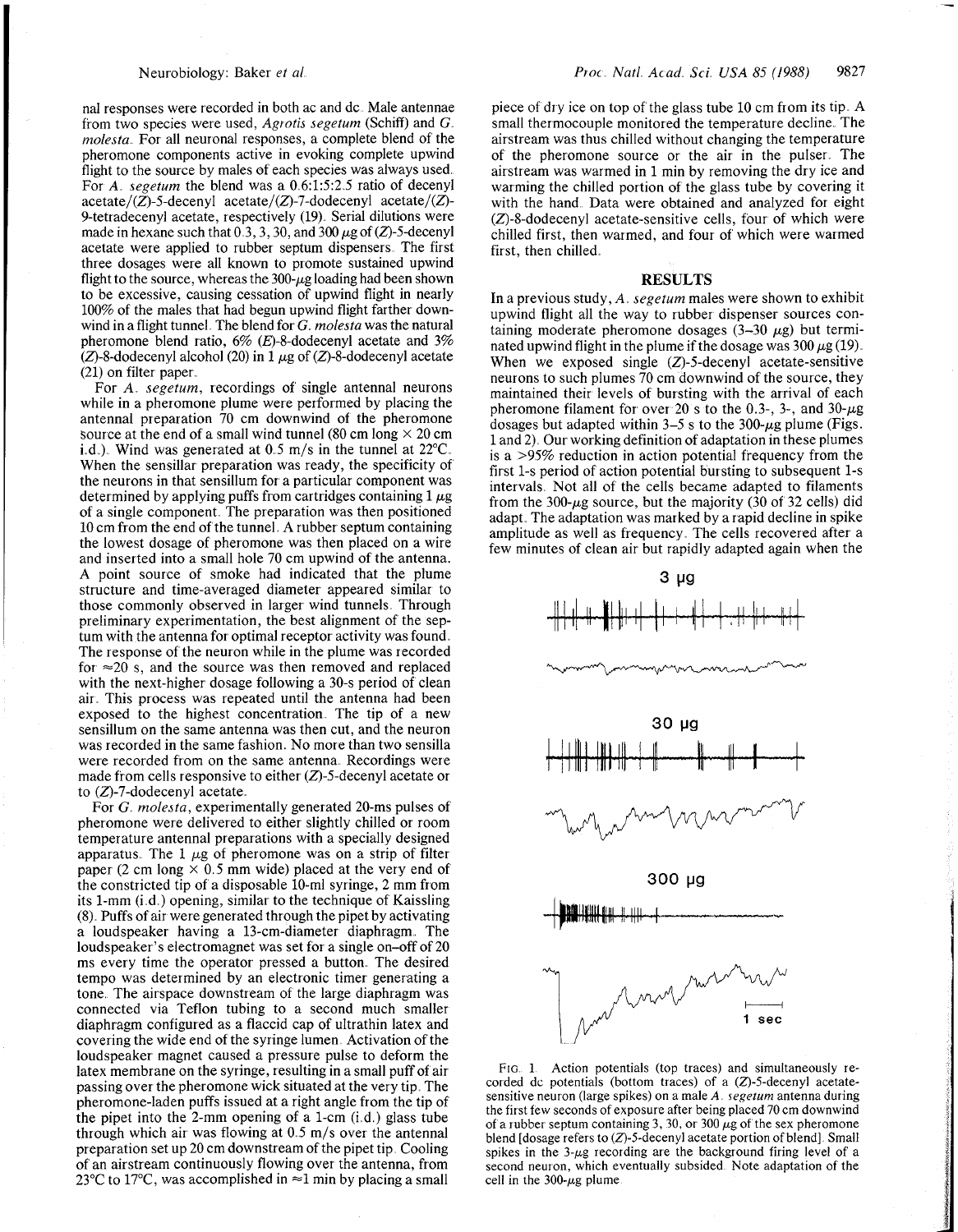nal responses were recorded in both ac and dc. Male antennae from two species were used, *Agrotis segetum* (Schiff) and *G. molesta*. For all neuronal responses, a complete blend of the pheromone components active in evoking complete upwind flight to the source by males of each species was always used. For *A. segetum* the blend was a 0.6:1:5:2.5 ratio of decenyl acetate/(*Z*)-5-decenyl acetate/(*Z*)-7-dodecenyl acetate/(*Z*)-9-tetradecenyl acetate, respectively (19). Serial dilutions were made in hexane such that 0.3, 3, 30, and 300 μg of (*Z*)-5-decenyl acetate were applied to rubber septum dispensers. The first three dosages were all known to promote sustained upwind flight to the source, whereas the 300-μg loading had been shown to be excessive, causing cessation of upwind flight in nearly 100% of the males that had begun upwind flight farther downwind in a flight tunnel. The blend for *G. molesta* was the natural pheromone blend ratio, 6% (*E*)-8-dodecenyl acetate and 3% (*Z*)-8-dodecenyl alcohol (20) in 1 μg of (*Z*)-8-dodecenyl acetate (21) on filter paper.

For *A. segetum*, recordings of single antennal neurons while in a pheromone plume were performed by placing the antennal preparation 70 cm downwind of the pheromone source at the end of a small wind tunnel (80 cm long × 20 cm i.d.). Wind was generated at 0.5 m/s in the tunnel at 22°C. When the sensillar preparation was ready, the specificity of the neurons in that sensillum for a particular component was determined by applying puffs from cartridges containing 1 μg of a single component. The preparation was then positioned 10 cm from the end of the tunnel. A rubber septum containing the lowest dosage of pheromone was then placed on a wire and inserted into a small hole 70 cm upwind of the antenna. A point source of smoke had indicated that the plume structure and time-averaged diameter appeared similar to those commonly observed in larger wind tunnels. Through preliminary experimentation, the best alignment of the septum with the antenna for optimal receptor activity was found. The response of the neuron while in the plume was recorded for ≈20 s, and the source was then removed and replaced with the next-higher dosage following a 30-s period of clean air. This process was repeated until the antenna had been exposed to the highest concentration. The tip of a new sensillum on the same antenna was then cut, and the neuron was recorded in the same fashion. No more than two sensilla were recorded from on the same antenna. Recordings were made from cells responsive to either (*Z*)-5-decenyl acetate or to (*Z*)-7-dodecenyl acetate.

For *G. molesta*, experimentally generated 20-ms pulses of pheromone were delivered to either slightly chilled or room temperature antennal preparations with a specially designed apparatus. The 1 μg of pheromone was on a strip of filter paper (2 cm long × 0.5 mm wide) placed at the very end of the constricted tip of a disposable 10-ml syringe, 2 mm from its 1-mm (i.d.) opening, similar to the technique of Kaissling (8). Puffs of air were generated through the pipet by activating a loudspeaker having a 13-cm-diameter diaphragm. The loudspeaker's electromagnet was set for a single on–off of 20 ms every time the operator pressed a button. The desired tempo was determined by an electronic timer generating a tone. The airspace downstream of the large diaphragm was connected via Teflon tubing to a second much smaller diaphragm configured as a flaccid cap of ultrathin latex and covering the wide end of the syringe lumen. Activation of the loudspeaker magnet caused a pressure pulse to deform the latex membrane on the syringe, resulting in a small puff of air passing over the pheromone wick situated at the very tip. The pheromone-laden puffs issued at a right angle from the tip of the pipet into the 2-mm opening of a 1-cm (i.d.) glass tube through which air was flowing at 0.5 m/s over the antennal preparation set up 20 cm downstream of the pipet tip. Cooling of an airstream continuously flowing over the antenna, from 23°C to 17°C, was accomplished in ≈1 min by placing a small piece of dry ice on top of the glass tube 10 cm from its tip. A small thermocouple monitored the temperature decline. The airstream was thus chilled without changing the temperature of the pheromone source or the air in the pulser. The airstream was warmed in 1 min by removing the dry ice and warming the chilled portion of the glass tube by covering it with the hand. Data were obtained and analyzed for eight (*Z*)-8-dodecenyl acetate-sensitive cells, four of which were chilled first, then warmed, and four of which were warmed first, then chilled.

## RESULTS

In a previous study, *A. segetum* males were shown to exhibit upwind flight all the way to rubber dispenser sources containing moderate pheromone dosages (3–30 μg) but terminated upwind flight in the plume if the dosage was 300 μg (19). When we exposed single (*Z*)-5-decenyl acetate-sensitive neurons to such plumes 70 cm downwind of the source, they maintained their levels of bursting with the arrival of each pheromone filament for over 20 s to the 0.3-, 3-, and 30-μg dosages but adapted within 3–5 s to the 300-μg plume (Figs. 1 and 2). Our working definition of adaptation in these plumes is a >95% reduction in action potential frequency from the first 1-s period of action potential bursting to subsequent 1-s intervals. Not all of the cells became adapted to filaments from the 300-μg source, but the majority (30 of 32 cells) did adapt. The adaptation was marked by a rapid decline in spike amplitude as well as frequency. The cells recovered after a few minutes of clean air but rapidly adapted again when the

FIG. 1. Action potentials (top traces) and simultaneously recorded dc potentials (bottom traces) of a (*Z*)-5-decenyl acetate-sensitive neuron (large spikes) on a male *A. segetum* antenna during the first few seconds of exposure after being placed 70 cm downwind of a rubber septum containing 3, 30, or 300 μg of the sex pheromone blend [dosage refers to (*Z*)-5-decenyl acetate portion of blend]. Small spikes in the 3-μg recording are the background firing level of a second neuron, which eventually subsided. Note adaptation of the cell in the 300-μg plume.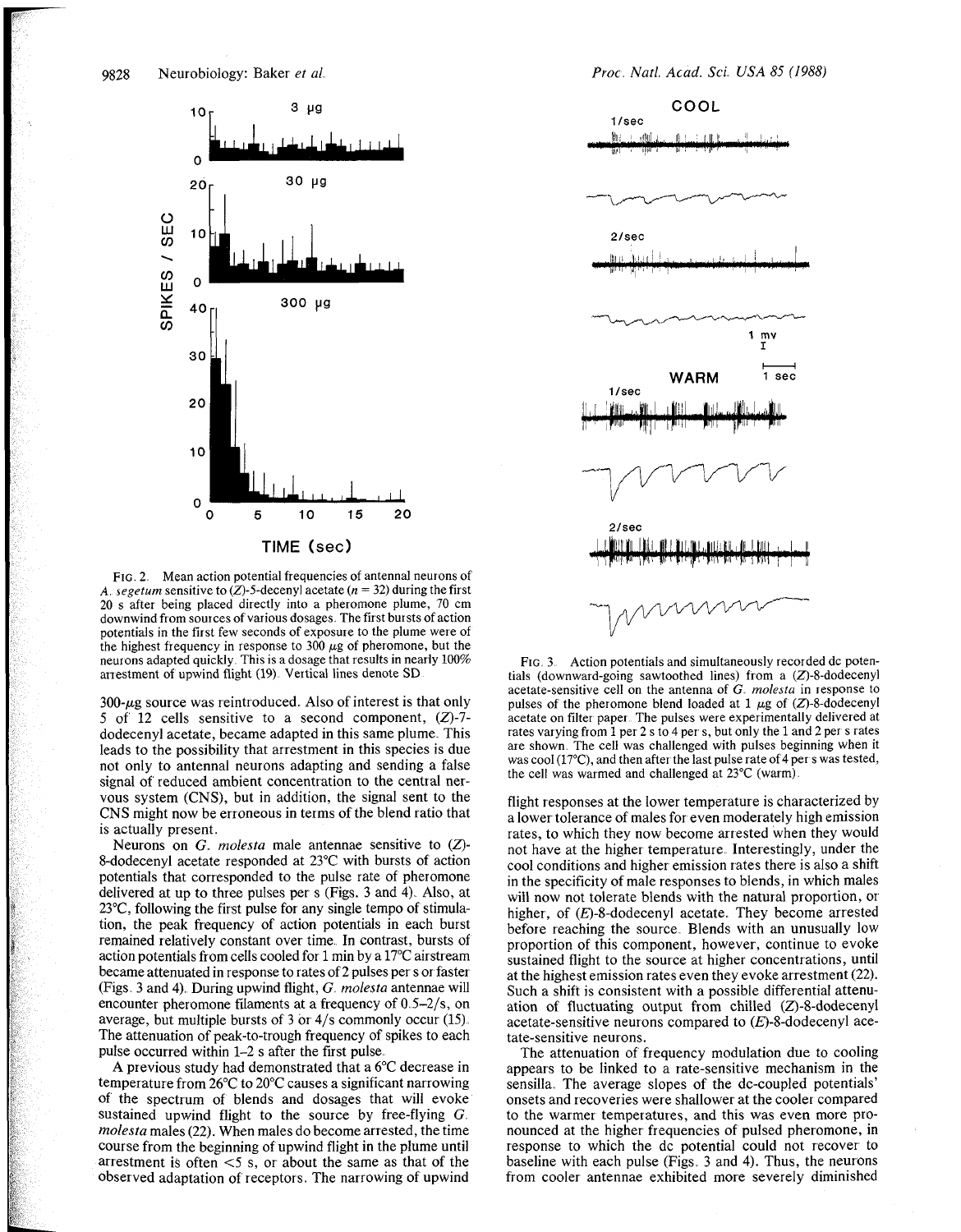FIG. 2. Mean action potential frequencies of antennal neurons of *A. segetum* sensitive to (*Z*)-5-decenyl acetate ($n = 32$) during the first 20 s after being placed directly into a pheromone plume, 70 cm downwind from sources of various dosages. The first bursts of action potentials in the first few seconds of exposure to the plume were of the highest frequency in response to 300 μg of pheromone, but the neurons adapted quickly. This is a dosage that results in nearly 100% arrestment of upwind flight (19). Vertical lines denote SD.

300-μg source was reintroduced. Also of interest is that only 5 of 12 cells sensitive to a second component, (*Z*)-7-dodecenyl acetate, became adapted in this same plume. This leads to the possibility that arrestment in this species is due not only to antennal neurons adapting and sending a false signal of reduced ambient concentration to the central nervous system (CNS), but in addition, the signal sent to the CNS might now be erroneous in terms of the blend ratio that is actually present.

Neurons on *G. molesta* male antennae sensitive to (*Z*)-8-dodecenyl acetate responded at 23°C with bursts of action potentials that corresponded to the pulse rate of pheromone delivered at up to three pulses per s (Figs. 3 and 4). Also, at 23°C, following the first pulse for any single tempo of stimulation, the peak frequency of action potentials in each burst remained relatively constant over time. In contrast, bursts of action potentials from cells cooled for 1 min by a 17°C airstream became attenuated in response to rates of 2 pulses per s or faster (Figs. 3 and 4). During upwind flight, *G. molesta* antennae will encounter pheromone filaments at a frequency of 0.5–2/s, on average, but multiple bursts of 3 or 4/s commonly occur (15). The attenuation of peak-to-trough frequency of spikes to each pulse occurred within 1–2 s after the first pulse.

A previous study had demonstrated that a 6°C decrease in temperature from 26°C to 20°C causes a significant narrowing of the spectrum of blends and dosages that will evoke sustained upwind flight to the source by free-flying *G. molesta* males (22). When males do become arrested, the time course from the beginning of upwind flight in the plume until arrestment is often <5 s, or about the same as that of the observed adaptation of receptors. The narrowing of upwind flight responses at the lower temperature is characterized by a lower tolerance of males for even moderately high emission rates, to which they now become arrested when they would not have at the higher temperature. Interestingly, under the cool conditions and higher emission rates there is also a shift in the specificity of male responses to blends, in which males will now not tolerate blends with the natural proportion, or higher, of (*E*)-8-dodecenyl acetate. They become arrested before reaching the source. Blends with an unusually low proportion of this component, however, continue to evoke sustained flight to the source at higher concentrations, until at the highest emission rates even they evoke arrestment (22). Such a shift is consistent with a possible differential attenuation of fluctuating output from chilled (*Z*)-8-dodecenyl acetate-sensitive neurons compared to (*E*)-8-dodecenyl acetate-sensitive neurons.

The attenuation of frequency modulation due to cooling appears to be linked to a rate-sensitive mechanism in the sensilla. The average slopes of the dc-coupled potentials' onsets and recoveries were shallower at the cooler compared to the warmer temperatures, and this was even more pronounced at the higher frequencies of pulsed pheromone, in response to which the dc potential could not recover to baseline with each pulse (Figs. 3 and 4). Thus, the neurons from cooler antennae exhibited more severely diminished

FIG. 3. Action potentials and simultaneously recorded dc potentials (downward-going sawtoothed lines) from a (*Z*)-8-dodecenyl acetate-sensitive cell on the antenna of *G. molesta* in response to pulses of the pheromone blend loaded at 1 μg of (*Z*)-8-dodecenyl acetate on filter paper. The pulses were experimentally delivered at rates varying from 1 per 2 s to 4 per s, but only the 1 and 2 per s rates are shown. The cell was challenged with pulses beginning when it was cool (17°C), and then after the last pulse rate of 4 per s was tested, the cell was warmed and challenged at 23°C (warm).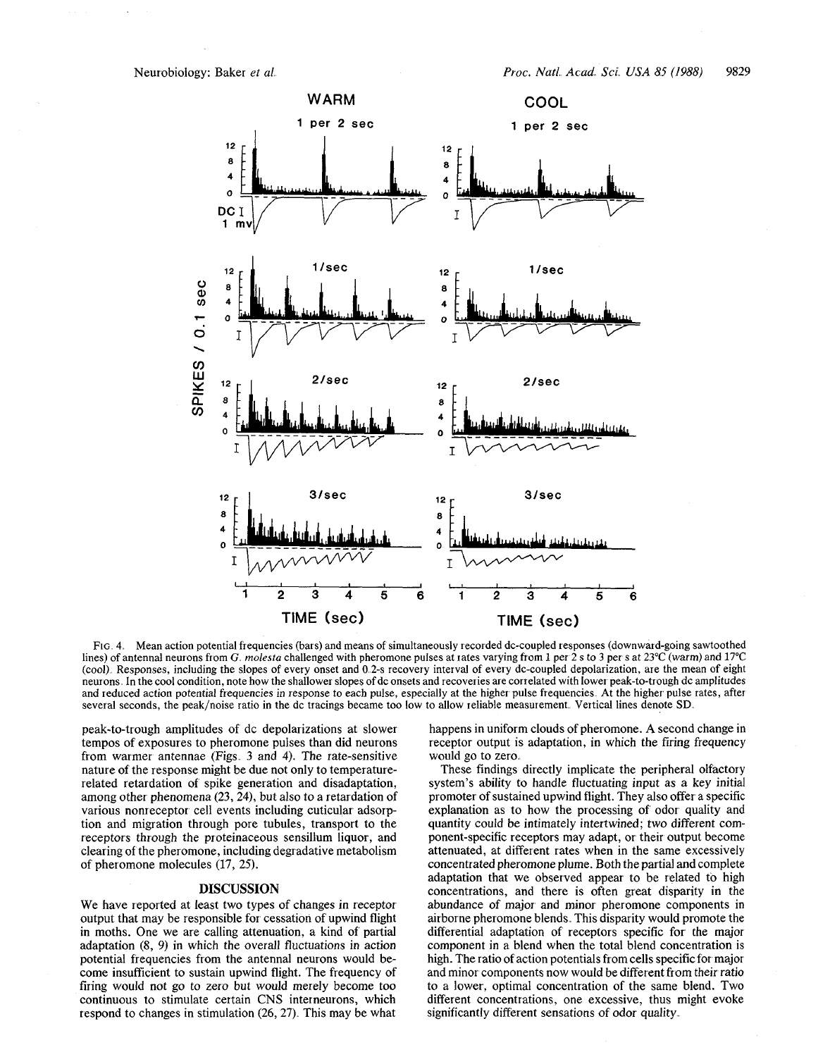FIG. 4. Mean action potential frequencies (bars) and means of simultaneously recorded dc-coupled responses (downward-going sawtoothed lines) of antennal neurons from *G. molesta* challenged with pheromone pulses at rates varying from 1 per 2 s to 3 per s at 23°C (warm) and 17°C (cool). Responses, including the slopes of every onset and 0.2-s recovery interval of every dc-coupled depolarization, are the mean of eight neurons. In the cool condition, note how the shallower slopes of dc onsets and recoveries are correlated with lower peak-to-trough dc amplitudes and reduced action potential frequencies in response to each pulse, especially at the higher pulse frequencies. At the higher pulse rates, after several seconds, the peak/noise ratio in the dc tracings became too low to allow reliable measurement. Vertical lines denote SD.

peak-to-trough amplitudes of dc depolarizations at slower tempos of exposures to pheromone pulses than did neurons from warmer antennae (Figs. 3 and 4). The rate-sensitive nature of the response might be due not only to temperature-related retardation of spike generation and disadaptation, among other phenomena (23, 24), but also to a retardation of various nonreceptor cell events including cuticular adsorption and migration through pore tubules, transport to the receptors through the proteinaceous sensillum liquor, and clearing of the pheromone, including degradative metabolism of pheromone molecules (17, 25).

## DISCUSSION

We have reported at least two types of changes in receptor output that may be responsible for cessation of upwind flight in moths. One we are calling attenuation, a kind of partial adaptation (8, 9) in which the overall fluctuations in action potential frequencies from the antennal neurons would become insufficient to sustain upwind flight. The frequency of firing would not go to zero but would merely become too continuous to stimulate certain CNS interneurons, which respond to changes in stimulation (26, 27). This may be what happens in uniform clouds of pheromone. A second change in receptor output is adaptation, in which the firing frequency would go to zero.

These findings directly implicate the peripheral olfactory system's ability to handle fluctuating input as a key initial promoter of sustained upwind flight. They also offer a specific explanation as to how the processing of odor quality and quantity could be intimately intertwined; two different component-specific receptors may adapt, or their output become attenuated, at different rates when in the same excessively concentrated pheromone plume. Both the partial and complete adaptation that we observed appear to be related to high concentrations, and there is often great disparity in the abundance of major and minor pheromone components in airborne pheromone blends. This disparity would promote the differential adaptation of receptors specific for the major component in a blend when the total blend concentration is high. The ratio of action potentials from cells specific for major and minor components now would be different from their ratio to a lower, optimal concentration of the same blend. Two different concentrations, one excessive, thus might evoke significantly different sensations of odor quality.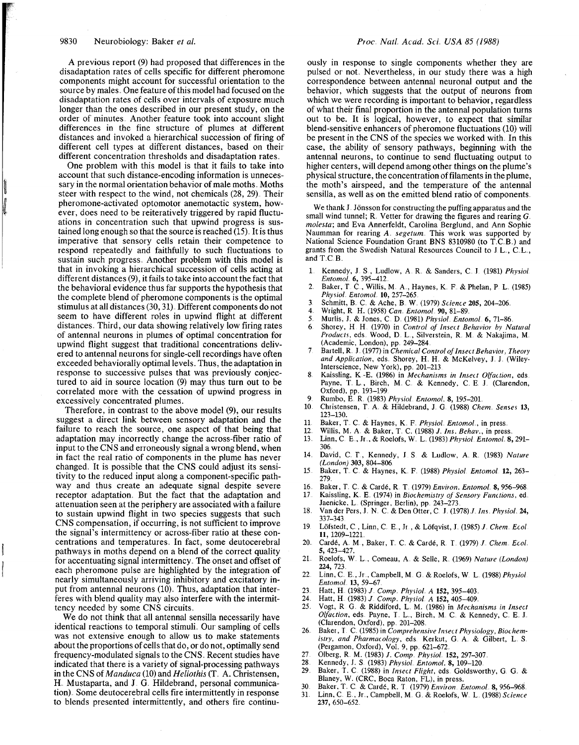A previous report (9) had proposed that differences in the disadaptation rates of cells specific for different pheromone components might account for successful orientation to the source by males. One feature of this model had focused on the disadaptation rates of cells over intervals of exposure much longer than the ones described in our present study, on the order of minutes. Another feature took into account slight differences in the fine structure of plumes at different distances and invoked a hierarchical succession of firing of different cell types at different distances, based on their different concentration thresholds and disadaptation rates.

One problem with this model is that it fails to take into account that such distance-encoding information is unnecessary in the normal orientation behavior of male moths. Moths steer with respect to the wind, not chemicals (28, 29). Their pheromone-activated optomotor anemotactic system, however, does need to be reiteratively triggered by rapid fluctuations in concentration such that upwind progress is sustained long enough so that the source is reached (15). It is thus imperative that sensory cells retain their competence to respond repeatedly and faithfully to such fluctuations to sustain such progress. Another problem with this model is that in invoking a hierarchical succession of cells acting at different distances (9), it fails to take into account the fact that the behavioral evidence thus far supports the hypothesis that the complete blend of pheromone components is the optimal stimulus at all distances (30, 31). Different components do not seem to have different roles in upwind flight at different distances. Third, our data showing relatively low firing rates of antennal neurons in plumes of optimal concentration for upwind flight suggest that traditional concentrations delivered to antennal neurons for single-cell recordings have often exceeded behaviorally optimal levels. Thus, the adaptation in response to successive pulses that was previously conjectured to aid in source location (9) may thus turn out to be correlated more with the cessation of upwind progress in excessively concentrated plumes.

Therefore, in contrast to the above model (9), our results suggest a direct link between sensory adaptation and the failure to reach the source, one aspect of that being that adaptation may incorrectly change the across-fiber ratio of input to the CNS and erroneously signal a wrong blend, when in fact the real ratio of components in the plume has never changed. It is possible that the CNS could adjust its sensitivity to the reduced input along a component-specific pathway and thus create an adequate signal despite severe receptor adaptation. But the fact that the adaptation and attenuation seen at the periphery are associated with a failure to sustain upwind flight in two species suggests that such CNS compensation, if occurring, is not sufficient to improve the signal's intermittency or across-fiber ratio at these concentrations and temperatures. In fact, some deutocerebral pathways in moths depend on a blend of the correct quality for accentuating signal intermittency. The onset and offset of each pheromone pulse are highlighted by the integration of nearly simultaneously arriving inhibitory and excitatory input from antennal neurons (10). Thus, adaptation that interferes with blend quality may also interfere with the intermittency needed by some CNS circuits.

We do not think that all antennal sensilla necessarily have identical reactions to temporal stimuli. Our sampling of cells was not extensive enough to allow us to make statements about the proportions of cells that do, or do not, optimally send frequency-modulated signals to the CNS. Recent studies have indicated that there is a variety of signal-processing pathways in the CNS of *Manduca* (10) and *Heliothis* (T. A. Christensen, H. Mustaparta, and J. G. Hildebrand, personal communication). Some deutocerebral cells fire intermittently in response to blends presented intermittently, and others fire continuously in response to single components whether they are pulsed or not. Nevertheless, in our study there was a high correspondence between antennal neuronal output and the behavior, which suggests that the output of neurons from which we were recording is important to behavior, regardless of what their final proportion in the antennal population turns out to be. It is logical, however, to expect that similar blend-sensitive enhancers of pheromone fluctuations (10) will be present in the CNS of the species we worked with. In this case, the ability of sensory pathways, beginning with the antennal neurons, to continue to send fluctuating output to higher centers, will depend among other things on the plume's physical structure, the concentration of filaments in the plume, the moth's airspeed, and the temperature of the antennal sensilla, as well as on the emitted blend ratio of components.

We thank J. Jönsson for constructing the puffing apparatus and the small wind tunnel; R. Vetter for drawing the figures and rearing *G. molesta*; and Eva Annerfeldt, Carolina Berglund, and Ann Sophie Naumman for rearing *A. segetum*. This work was supported by National Science Foundation Grant BNS 8310980 (to T.C.B.) and grants from the Swedish Natural Resources Council to J.L., C.L., and T.C.B.

1. Kennedy, J. S., Ludlow, A. R. & Sanders, C. J. (1981) *Physiol. Entomol.* **6,** 395–412.
2. Baker, T. C., Willis, M. A., Haynes, K. F. & Phelan, P. L. (1985) *Physiol. Entomol.* **10,** 257–265.
3. Schmitt, B. C. & Ache, B. W. (1979) *Science* **205,** 204–206.
4. Wright, R. H. (1958) *Can. Entomol.* **90,** 81–89.
5. Murlis, J. & Jones, C. D. (1981) *Physiol. Entomol.* **6,** 71–86.
6. Shorey, H. H. (1970) in *Control of Insect Behavior by Natural Products*, eds. Wood, D. L., Silverstein, R. M. & Nakajima, M. (Academic, London), pp. 249–284.
7. Bartell, R. J. (1977) in *Chemical Control of Insect Behavior, Theory and Application*, eds. Shorey, H. H. & McKelvey, J. J. (Wiley-Interscience, New York), pp. 201–213.
8. Kaissling, K.-E. (1986) in *Mechanisms in Insect Olfaction*, eds. Payne, T. L., Birch, M. C. & Kennedy, C. E. J. (Clarendon, Oxford), pp. 193–199.
9. Rumbo, E. R. (1983) *Physiol. Entomol.* **8,** 195–201.
10. Christensen, T. A. & Hildebrand, J. G. (1988) *Chem. Senses* **13,** 123–130.
11. Baker, T. C. & Haynes, K. F. *Physiol. Entomol.*, in press.
12. Willis, M. A. & Baker, T. C. (1988) *J. Ins. Behav.*, in press.
13. Linn, C. E., Jr., & Roelofs, W. L. (1983) *Physiol. Entomol.* **8,** 291–306.
14. David, C. T., Kennedy, J. S. & Ludlow, A. R. (1983) *Nature (London)* **303,** 804–806.
15. Baker, T. C. & Haynes, K. F. (1988) *Physiol. Entomol.* **12,** 263–279.
16. Baker, T. C. & Cardé, R. T. (1979) *Environ. Entomol.* **8,** 956–968.
17. Kaissling, K. E. (1974) in *Biochemistry of Sensory Functions*, ed. Jaenicke, L. (Springer, Berlin), pp. 243–273.
18. Van der Pers, J. N. C. & Den Otter, C. J. (1978) *J. Ins. Physiol.* **24,** 337–343.
19. Löfstedt, C., Linn, C. E., Jr., & Löfqvist, J. (1985) *J. Chem. Ecol.* **11,** 1209–1221.
20. Cardé, A. M., Baker, T. C. & Cardé, R. T. (1979) *J. Chem. Ecol.* **5,** 423–427.
21. Roelofs, W. L., Comeau, A. & Selle, R. (1969) *Nature (London)* **224,** 723.
22. Linn, C. E., Jr., Campbell, M. G. & Roelofs, W. L. (1988) *Physiol. Entomol.* **13,** 59–67.
23. Hatt, H. (1983) *J. Comp. Physiol. A* **152,** 395–403.
24. Hatt, H. (1983) *J. Comp. Physiol. A* **152,** 405–409.
25. Vogt, R. G. & Riddiford, L. M. (1986) in *Mechanisms in Insect Olfaction*, eds. Payne, T. L., Birch, M. C. & Kennedy, C. E. J. (Clarendon, Oxford), pp. 201–208.
26. Baker, T. C. (1985) in *Comprehensive Insect Physiology, Biochemistry, and Pharmacology*, eds. Kerkut, G. A. & Gilbert, L. S. (Pergamon, Oxford), Vol. 9, pp. 621–672.
27. Olberg, R. M. (1983) *J. Comp. Physiol.* **152,** 297–307.
28. Kennedy, J. S. (1983) *Physiol. Entomol.* **8,** 109–120.
29. Baker, T. C. (1988) in *Insect Flight*, eds. Goldsworthy, G. G. & Blaney, W. (CRC, Boca Raton, FL), in press.
30. Baker, T. C. & Cardé, R. T. (1979) *Environ. Entomol.* **8,** 956–968.
31. Linn, C. E., Jr., Campbell, M. G. & Roelofs, W. L. (1988) *Science* **237,** 650–652.